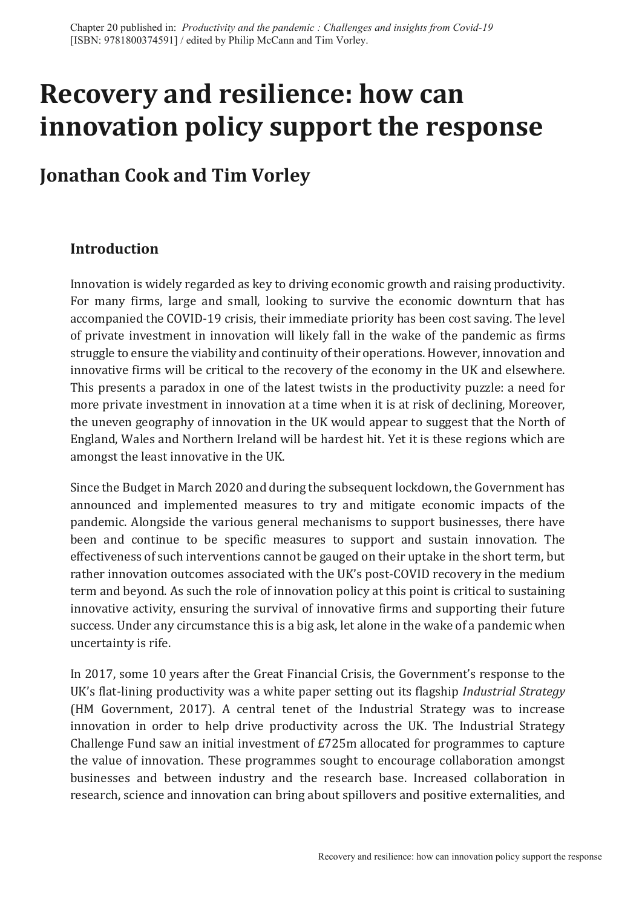Chapter 20 published in: *Productivity and the pandemic : Challenges and insights from Covid-19* [ISBN: 9781800374591] / edited by Philip McCann and Tim Vorley.

# Recovery and resilience: how can innovation policy support the response

## Jonathan Cook and Tim Vorley

### Introduction

Innovation is widely regarded as key to driving economic growth and raising productivity. For many firms, large and small, looking to survive the economic downturn that has accompanied the COVID-19 crisis, their immediate priority has been cost saving. The level of private investment in innovation will likely fall in the wake of the pandemic as firms struggle to ensure the viability and continuity of their operations. However, innovation and innovative firms will be critical to the recovery of the economy in the UK and elsewhere. This presents a paradox in one of the latest twists in the productivity puzzle: a need for more private investment in innovation at a time when it is at risk of declining, Moreover, the uneven geography of innovation in the UK would appear to suggest that the North of England, Wales and Northern Ireland will be hardest hit. Yet it is these regions which are amongst the least innovative in the UK.

Since the Budget in March 2020 and during the subsequent lockdown, the Government has announced and implemented measures to try and mitigate economic impacts of the pandemic. Alongside the various general mechanisms to support businesses, there have been and continue to be specific measures to support and sustain innovation. The effectiveness of such interventions cannot be gauged on their uptake in the short term, but rather innovation outcomes associated with the UK's post-COVID recovery in the medium term and beyond. As such the role of innovation policy at this point is critical to sustaining innovative activity, ensuring the survival of innovative firms and supporting their future success. Under any circumstance this is a big ask, let alone in the wake of a pandemic when uncertainty is rife.

In 2017, some 10 years after the Great Financial Crisis, the Government's response to the UK's flat-lining productivity was a white paper setting out its flagship *Industrial Strategy* (HM Government, 2017). A central tenet of the Industrial Strategy was to increase innovation in order to help drive productivity across the UK. The Industrial Strategy Challenge Fund saw an initial investment of £725m allocated for programmes to capture the value of innovation. These programmes sought to encourage collaboration amongst businesses and between industry and the research base. Increased collaboration in research, science and innovation can bring about spillovers and positive externalities, and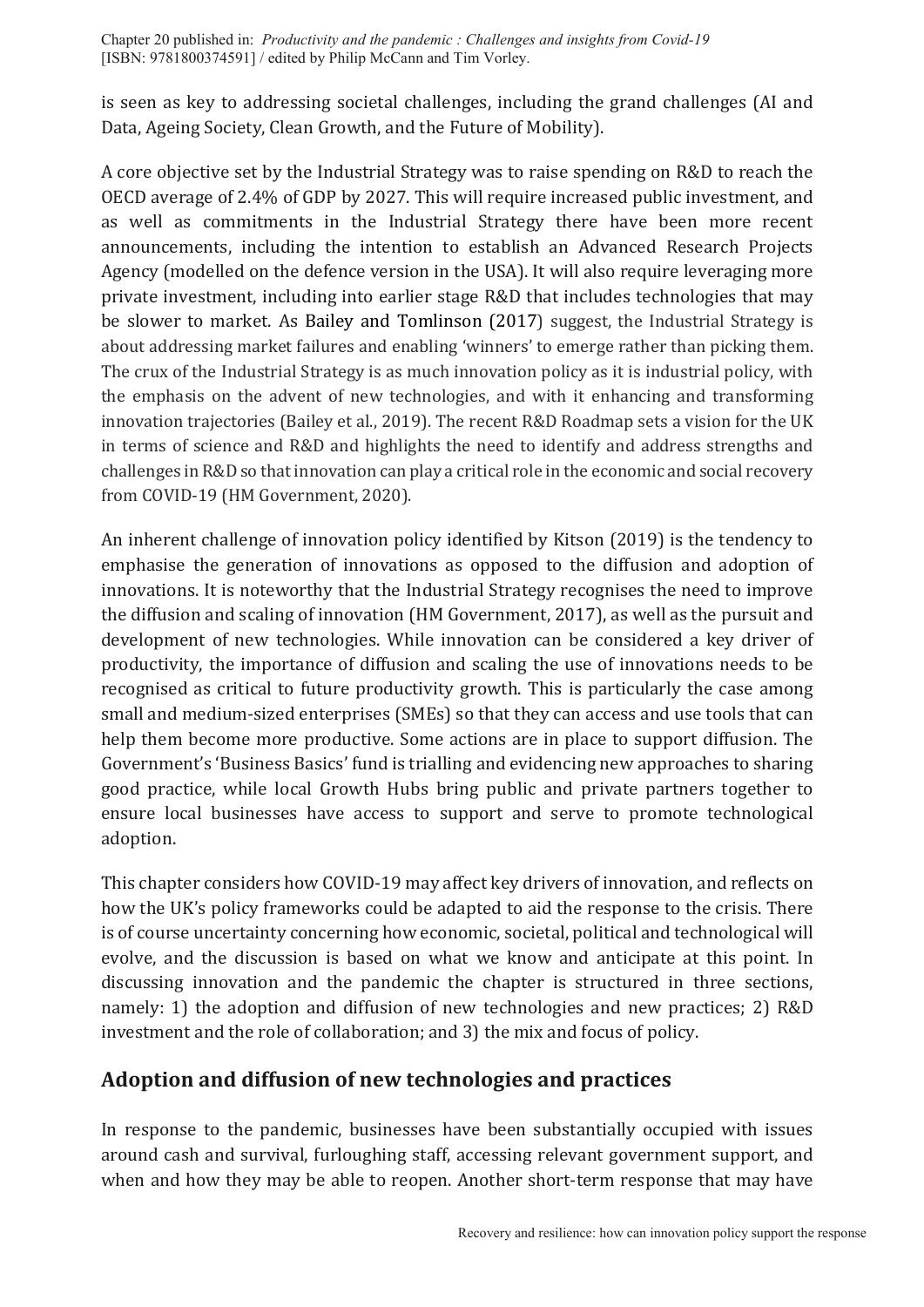is seen as key to addressing societal challenges, including the grand challenges (AI and Data, Ageing Society, Clean Growth, and the Future of Mobility).

A core objective set by the Industrial Strategy was to raise spending on R&D to reach the OECD average of 2.4% of GDP by 2027. This will require increased public investment, and as well as commitments in the Industrial Strategy there have been more recent announcements, including the intention to establish an Advanced Research Projects Agency (modelled on the defence version in the USA). It will also require leveraging more private investment, including into earlier stage R&D that includes technologies that may be slower to market. As Bailey and Tomlinson (2017) suggest, the Industrial Strategy is about addressing market failures and enabling 'winners' to emerge rather than picking them. The crux of the Industrial Strategy is as much innovation policy as it is industrial policy, with the emphasis on the advent of new technologies, and with it enhancing and transforming innovation trajectories (Bailey et al., 2019). The recent R&D Roadmap sets a vision for the UK in terms of science and R&D and highlights the need to identify and address strengths and challenges in R&D so that innovation can play a critical role in the economic and social recovery from COVID-19 (HM Government, 2020).

An inherent challenge of innovation policy identified by Kitson (2019) is the tendency to emphasise the generation of innovations as opposed to the diffusion and adoption of innovations. It is noteworthy that the Industrial Strategy recognises the need to improve the diffusion and scaling of innovation (HM Government, 2017), as well as the pursuit and development of new technologies. While innovation can be considered a key driver of productivity, the importance of diffusion and scaling the use of innovations needs to be recognised as critical to future productivity growth. This is particularly the case among small and medium-sized enterprises (SMEs) so that they can access and use tools that can help them become more productive. Some actions are in place to support diffusion. The Government's 'Business Basics' fund is trialling and evidencing new approaches to sharing good practice, while local Growth Hubs bring public and private partners together to ensure local businesses have access to support and serve to promote technological adoption.

This chapter considers how COVID-19 may affect key drivers of innovation, and reflects on how the UK's policy frameworks could be adapted to aid the response to the crisis. There is of course uncertainty concerning how economic, societal, political and technological will evolve, and the discussion is based on what we know and anticipate at this point. In discussing innovation and the pandemic the chapter is structured in three sections, namely: 1) the adoption and diffusion of new technologies and new practices; 2) R&D investment and the role of collaboration; and 3) the mix and focus of policy.

## Adoption and diffusion of new technologies and practices

In response to the pandemic, businesses have been substantially occupied with issues around cash and survival, furloughing staff, accessing relevant government support, and when and how they may be able to reopen. Another short-term response that may have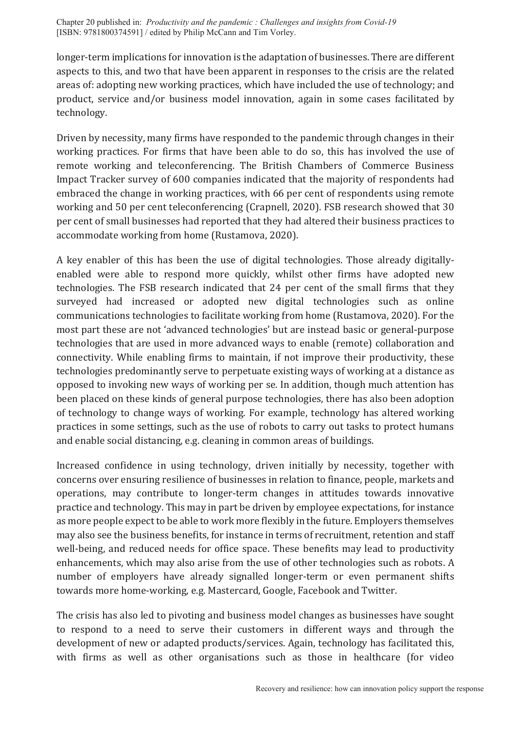longer-term implications for innovation is the adaptation of businesses. There are different aspects to this, and two that have been apparent in responses to the crisis are the related areas of: adopting new working practices, which have included the use of technology; and product, service and/or business model innovation, again in some cases facilitated by technology.

Driven by necessity, many firms have responded to the pandemic through changes in their working practices. For firms that have been able to do so, this has involved the use of remote working and teleconferencing. The British Chambers of Commerce Business Impact Tracker survey of 600 companies indicated that the majority of respondents had embraced the change in working practices, with 66 per cent of respondents using remote working and 50 per cent teleconferencing (Crapnell, 2020). FSB research showed that 30 per cent of small businesses had reported that they had altered their business practices to accommodate working from home (Rustamova, 2020).

A key enabler of this has been the use of digital technologies. Those already digitally-enabled were able to respond more quickly, whilst other firms have adopted new technologies. The FSB research indicated that 24 per cent of the small firms that they surveyed had increased or adopted new digital technologies such as online communications technologies to facilitate working from home (Rustamova, 2020). For the most part these are not 'advanced technologies' but are instead basic or general-purpose technologies that are used in more advanced ways to enable (remote) collaboration and connectivity. While enabling firms to maintain, if not improve their productivity, these technologies predominantly serve to perpetuate existing ways of working at a distance as opposed to invoking new ways of working per se. In addition, though much attention has been placed on these kinds of general purpose technologies, there has also been adoption of technology to change ways of working. For example, technology has altered working practices in some settings, such as the use of robots to carry out tasks to protect humans and enable social distancing, e.g. cleaning in common areas of buildings.

Increased confidence in using technology, driven initially by necessity, together with concerns over ensuring resilience of businesses in relation to finance, people, markets and operations, may contribute to longer-term changes in attitudes towards innovative practice and technology. This may in part be driven by employee expectations, for instance as more people expect to be able to work more flexibly in the future. Employers themselves may also see the business benefits, for instance in terms of recruitment, retention and staff well-being, and reduced needs for office space. These benefits may lead to productivity enhancements, which may also arise from the use of other technologies such as robots. A number of employers have already signalled longer-term or even permanent shifts towards more home-working, e.g. Mastercard, Google, Facebook and Twitter.

The crisis has also led to pivoting and business model changes as businesses have sought to respond to a need to serve their customers in different ways and through the development of new or adapted products/services. Again, technology has facilitated this, with firms as well as other organisations such as those in healthcare (for video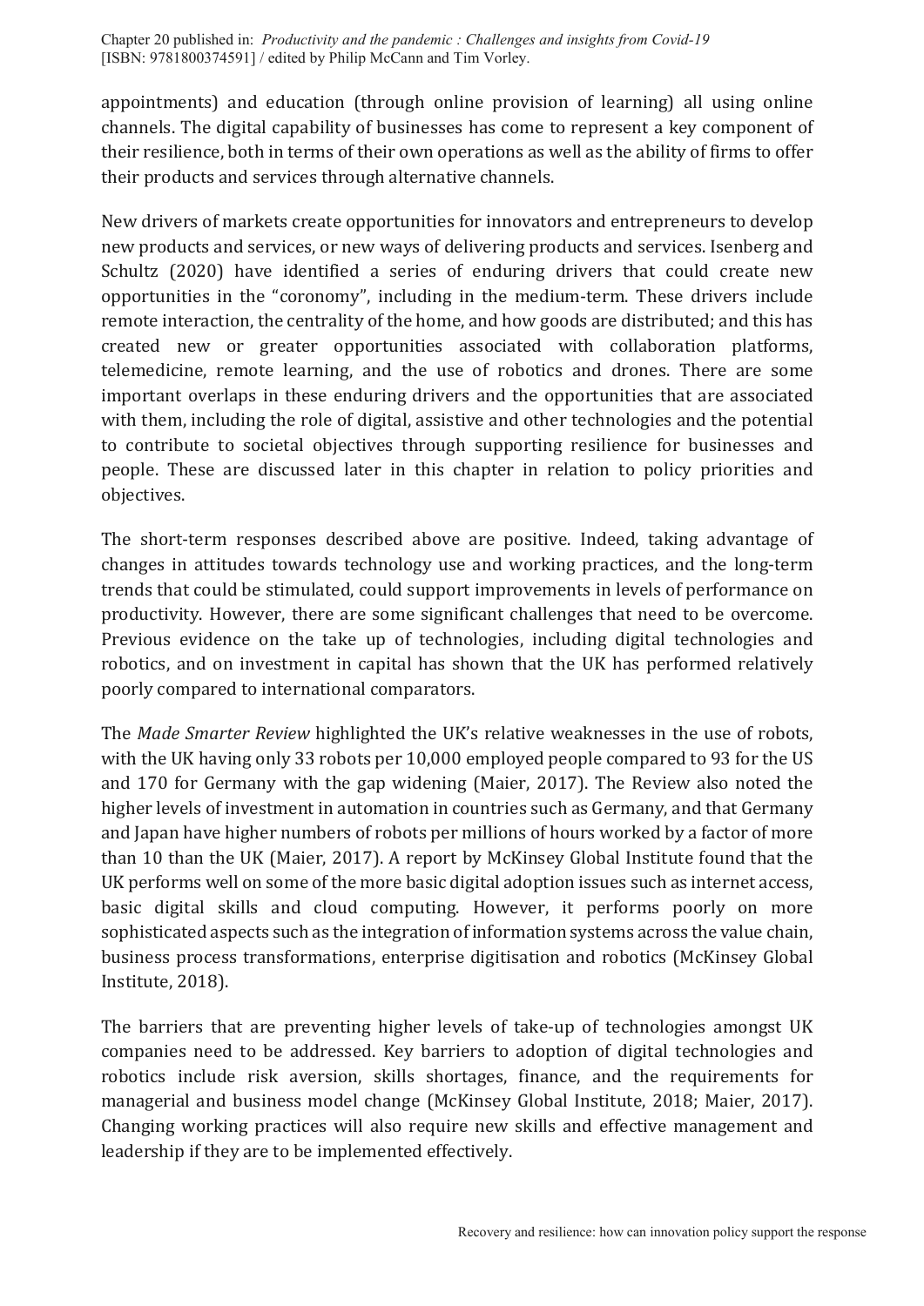appointments) and education (through online provision of learning) all using online channels. The digital capability of businesses has come to represent a key component of their resilience, both in terms of their own operations as well as the ability of firms to offer their products and services through alternative channels.

New drivers of markets create opportunities for innovators and entrepreneurs to develop new products and services, or new ways of delivering products and services. Isenberg and Schultz (2020) have identified a series of enduring drivers that could create new opportunities in the "coronomy", including in the medium-term. These drivers include remote interaction, the centrality of the home, and how goods are distributed; and this has created new or greater opportunities associated with collaboration platforms, telemedicine, remote learning, and the use of robotics and drones. There are some important overlaps in these enduring drivers and the opportunities that are associated with them, including the role of digital, assistive and other technologies and the potential to contribute to societal objectives through supporting resilience for businesses and people. These are discussed later in this chapter in relation to policy priorities and objectives.

The short-term responses described above are positive. Indeed, taking advantage of changes in attitudes towards technology use and working practices, and the long-term trends that could be stimulated, could support improvements in levels of performance on productivity. However, there are some significant challenges that need to be overcome. Previous evidence on the take up of technologies, including digital technologies and robotics, and on investment in capital has shown that the UK has performed relatively poorly compared to international comparators.

The *Made Smarter Review* highlighted the UK's relative weaknesses in the use of robots, with the UK having only 33 robots per 10,000 employed people compared to 93 for the US and 170 for Germany with the gap widening (Maier, 2017). The Review also noted the higher levels of investment in automation in countries such as Germany, and that Germany and Japan have higher numbers of robots per millions of hours worked by a factor of more than 10 than the UK (Maier, 2017). A report by McKinsey Global Institute found that the UK performs well on some of the more basic digital adoption issues such as internet access, basic digital skills and cloud computing. However, it performs poorly on more sophisticated aspects such as the integration of information systems across the value chain, business process transformations, enterprise digitisation and robotics (McKinsey Global Institute, 2018).

The barriers that are preventing higher levels of take-up of technologies amongst UK companies need to be addressed. Key barriers to adoption of digital technologies and robotics include risk aversion, skills shortages, finance, and the requirements for managerial and business model change (McKinsey Global Institute, 2018; Maier, 2017). Changing working practices will also require new skills and effective management and leadership if they are to be implemented effectively.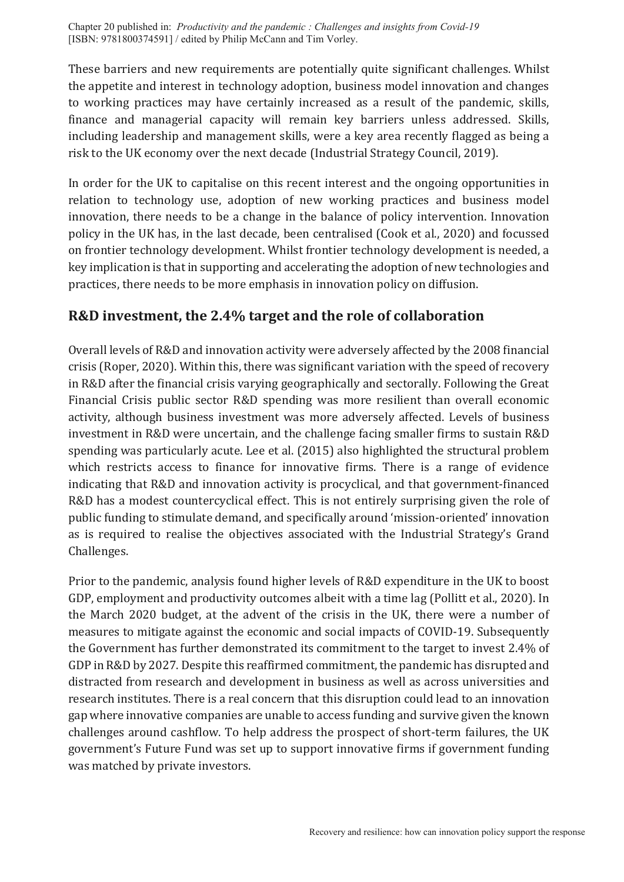These barriers and new requirements are potentially quite significant challenges. Whilst the appetite and interest in technology adoption, business model innovation and changes to working practices may have certainly increased as a result of the pandemic, skills, finance and managerial capacity will remain key barriers unless addressed. Skills, including leadership and management skills, were a key area recently flagged as being a risk to the UK economy over the next decade (Industrial Strategy Council, 2019).

In order for the UK to capitalise on this recent interest and the ongoing opportunities in relation to technology use, adoption of new working practices and business model innovation, there needs to be a change in the balance of policy intervention. Innovation policy in the UK has, in the last decade, been centralised (Cook et al., 2020) and focussed on frontier technology development. Whilst frontier technology development is needed, a key implication is that in supporting and accelerating the adoption of new technologies and practices, there needs to be more emphasis in innovation policy on diffusion.

## R&D investment, the 2.4% target and the role of collaboration

Overall levels of R&D and innovation activity were adversely affected by the 2008 financial crisis (Roper, 2020). Within this, there was significant variation with the speed of recovery in R&D after the financial crisis varying geographically and sectorally. Following the Great Financial Crisis public sector R&D spending was more resilient than overall economic activity, although business investment was more adversely affected. Levels of business investment in R&D were uncertain, and the challenge facing smaller firms to sustain R&D spending was particularly acute. Lee et al. (2015) also highlighted the structural problem which restricts access to finance for innovative firms. There is a range of evidence indicating that R&D and innovation activity is procyclical, and that government-financed R&D has a modest countercyclical effect. This is not entirely surprising given the role of public funding to stimulate demand, and specifically around 'mission-oriented' innovation as is required to realise the objectives associated with the Industrial Strategy's Grand Challenges.

Prior to the pandemic, analysis found higher levels of R&D expenditure in the UK to boost GDP, employment and productivity outcomes albeit with a time lag (Pollitt et al., 2020). In the March 2020 budget, at the advent of the crisis in the UK, there were a number of measures to mitigate against the economic and social impacts of COVID-19. Subsequently the Government has further demonstrated its commitment to the target to invest 2.4% of GDP in R&D by 2027. Despite this reaffirmed commitment, the pandemic has disrupted and distracted from research and development in business as well as across universities and research institutes. There is a real concern that this disruption could lead to an innovation gap where innovative companies are unable to access funding and survive given the known challenges around cashflow. To help address the prospect of short-term failures, the UK government's Future Fund was set up to support innovative firms if government funding was matched by private investors.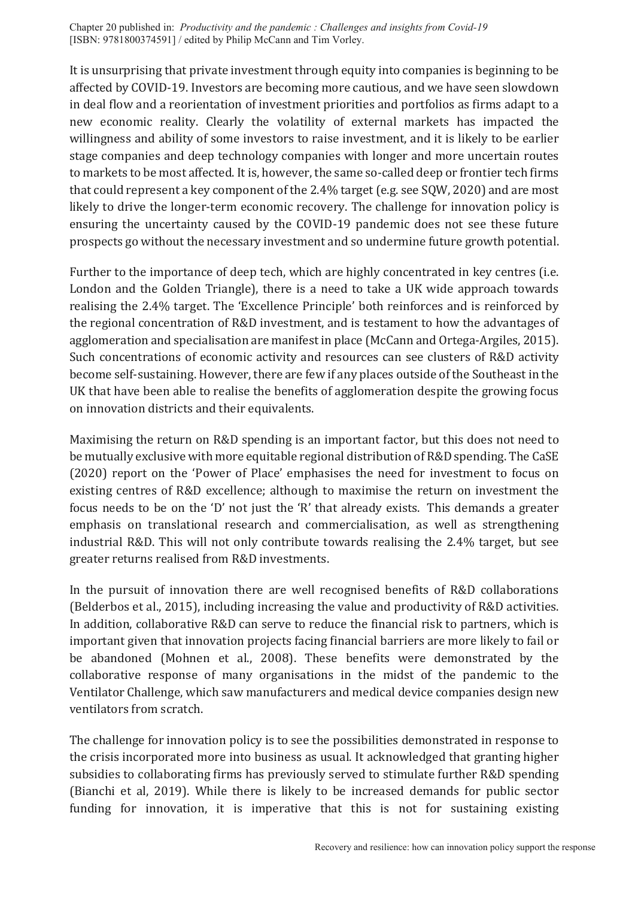It is unsurprising that private investment through equity into companies is beginning to be affected by COVID-19. Investors are becoming more cautious, and we have seen slowdown in deal flow and a reorientation of investment priorities and portfolios as firms adapt to a new economic reality. Clearly the volatility of external markets has impacted the willingness and ability of some investors to raise investment, and it is likely to be earlier stage companies and deep technology companies with longer and more uncertain routes to markets to be most affected. It is, however, the same so-called deep or frontier tech firms that could represent a key component of the 2.4% target (e.g. see SQW, 2020) and are most likely to drive the longer-term economic recovery. The challenge for innovation policy is ensuring the uncertainty caused by the COVID-19 pandemic does not see these future prospects go without the necessary investment and so undermine future growth potential.

Further to the importance of deep tech, which are highly concentrated in key centres (i.e. London and the Golden Triangle), there is a need to take a UK wide approach towards realising the 2.4% target. The 'Excellence Principle' both reinforces and is reinforced by the regional concentration of R&D investment, and is testament to how the advantages of agglomeration and specialisation are manifest in place (McCann and Ortega-Argiles, 2015). Such concentrations of economic activity and resources can see clusters of R&D activity become self-sustaining. However, there are few if any places outside of the Southeast in the UK that have been able to realise the benefits of agglomeration despite the growing focus on innovation districts and their equivalents.

Maximising the return on R&D spending is an important factor, but this does not need to be mutually exclusive with more equitable regional distribution of R&D spending. The CaSE (2020) report on the 'Power of Place' emphasises the need for investment to focus on existing centres of R&D excellence; although to maximise the return on investment the focus needs to be on the 'D' not just the 'R' that already exists. This demands a greater emphasis on translational research and commercialisation, as well as strengthening industrial R&D. This will not only contribute towards realising the 2.4% target, but see greater returns realised from R&D investments.

In the pursuit of innovation there are well recognised benefits of R&D collaborations (Belderbos et al., 2015), including increasing the value and productivity of R&D activities. In addition, collaborative R&D can serve to reduce the financial risk to partners, which is important given that innovation projects facing financial barriers are more likely to fail or be abandoned (Mohnen et al., 2008). These benefits were demonstrated by the collaborative response of many organisations in the midst of the pandemic to the Ventilator Challenge, which saw manufacturers and medical device companies design new ventilators from scratch.

The challenge for innovation policy is to see the possibilities demonstrated in response to the crisis incorporated more into business as usual. It acknowledged that granting higher subsidies to collaborating firms has previously served to stimulate further R&D spending (Bianchi et al, 2019). While there is likely to be increased demands for public sector funding for innovation, it is imperative that this is not for sustaining existing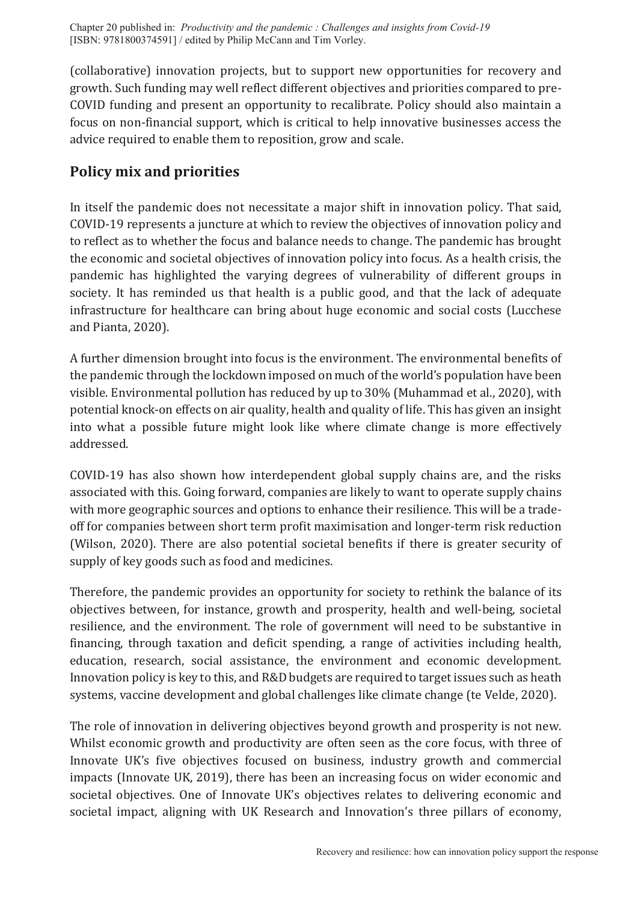(collaborative) innovation projects, but to support new opportunities for recovery and growth. Such funding may well reflect different objectives and priorities compared to pre-COVID funding and present an opportunity to recalibrate. Policy should also maintain a focus on non-financial support, which is critical to help innovative businesses access the advice required to enable them to reposition, grow and scale.

## Policy mix and priorities

In itself the pandemic does not necessitate a major shift in innovation policy. That said, COVID-19 represents a juncture at which to review the objectives of innovation policy and to reflect as to whether the focus and balance needs to change. The pandemic has brought the economic and societal objectives of innovation policy into focus. As a health crisis, the pandemic has highlighted the varying degrees of vulnerability of different groups in society. It has reminded us that health is a public good, and that the lack of adequate infrastructure for healthcare can bring about huge economic and social costs (Lucchese and Pianta, 2020).

A further dimension brought into focus is the environment. The environmental benefits of the pandemic through the lockdown imposed on much of the world's population have been visible. Environmental pollution has reduced by up to 30% (Muhammad et al., 2020), with potential knock-on effects on air quality, health and quality of life. This has given an insight into what a possible future might look like where climate change is more effectively addressed.

COVID-19 has also shown how interdependent global supply chains are, and the risks associated with this. Going forward, companies are likely to want to operate supply chains with more geographic sources and options to enhance their resilience. This will be a trade-off for companies between short term profit maximisation and longer-term risk reduction (Wilson, 2020). There are also potential societal benefits if there is greater security of supply of key goods such as food and medicines.

Therefore, the pandemic provides an opportunity for society to rethink the balance of its objectives between, for instance, growth and prosperity, health and well-being, societal resilience, and the environment. The role of government will need to be substantive in financing, through taxation and deficit spending, a range of activities including health, education, research, social assistance, the environment and economic development. Innovation policy is key to this, and R&D budgets are required to target issues such as heath systems, vaccine development and global challenges like climate change (te Velde, 2020).

The role of innovation in delivering objectives beyond growth and prosperity is not new. Whilst economic growth and productivity are often seen as the core focus, with three of Innovate UK's five objectives focused on business, industry growth and commercial impacts (Innovate UK, 2019), there has been an increasing focus on wider economic and societal objectives. One of Innovate UK's objectives relates to delivering economic and societal impact, aligning with UK Research and Innovation's three pillars of economy,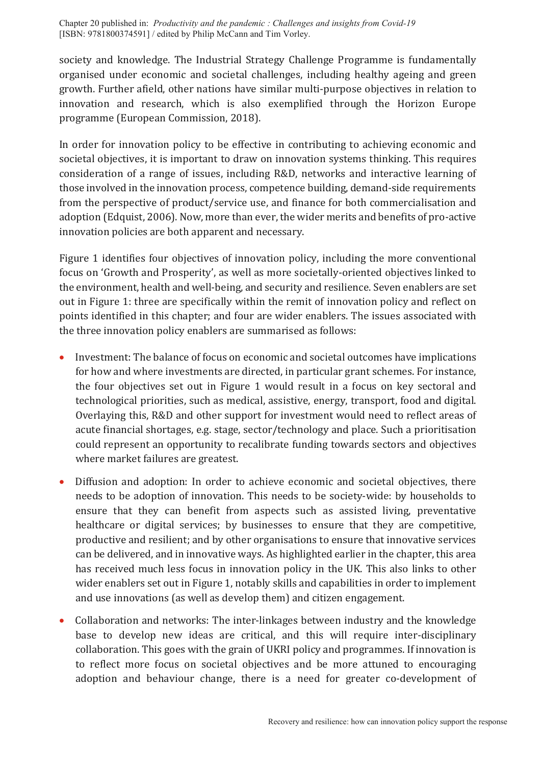society and knowledge. The Industrial Strategy Challenge Programme is fundamentally organised under economic and societal challenges, including healthy ageing and green growth. Further afield, other nations have similar multi-purpose objectives in relation to innovation and research, which is also exemplified through the Horizon Europe programme (European Commission, 2018).

In order for innovation policy to be effective in contributing to achieving economic and societal objectives, it is important to draw on innovation systems thinking. This requires consideration of a range of issues, including R&D, networks and interactive learning of those involved in the innovation process, competence building, demand-side requirements from the perspective of product/service use, and finance for both commercialisation and adoption (Edquist, 2006). Now, more than ever, the wider merits and benefits of pro-active innovation policies are both apparent and necessary.

Figure 1 identifies four objectives of innovation policy, including the more conventional focus on 'Growth and Prosperity', as well as more societally-oriented objectives linked to the environment, health and well-being, and security and resilience. Seven enablers are set out in Figure 1: three are specifically within the remit of innovation policy and reflect on points identified in this chapter; and four are wider enablers. The issues associated with the three innovation policy enablers are summarised as follows:

- Investment: The balance of focus on economic and societal outcomes have implications for how and where investments are directed, in particular grant schemes. For instance, the four objectives set out in Figure 1 would result in a focus on key sectoral and technological priorities, such as medical, assistive, energy, transport, food and digital. Overlaying this, R&D and other support for investment would need to reflect areas of acute financial shortages, e.g. stage, sector/technology and place. Such a prioritisation could represent an opportunity to recalibrate funding towards sectors and objectives where market failures are greatest.
- Diffusion and adoption: In order to achieve economic and societal objectives, there needs to be adoption of innovation. This needs to be society-wide: by households to ensure that they can benefit from aspects such as assisted living, preventative healthcare or digital services; by businesses to ensure that they are competitive, productive and resilient; and by other organisations to ensure that innovative services can be delivered, and in innovative ways. As highlighted earlier in the chapter, this area has received much less focus in innovation policy in the UK. This also links to other wider enablers set out in Figure 1, notably skills and capabilities in order to implement and use innovations (as well as develop them) and citizen engagement.
- Collaboration and networks: The inter-linkages between industry and the knowledge base to develop new ideas are critical, and this will require inter-disciplinary collaboration. This goes with the grain of UKRI policy and programmes. If innovation is to reflect more focus on societal objectives and be more attuned to encouraging adoption and behaviour change, there is a need for greater co-development of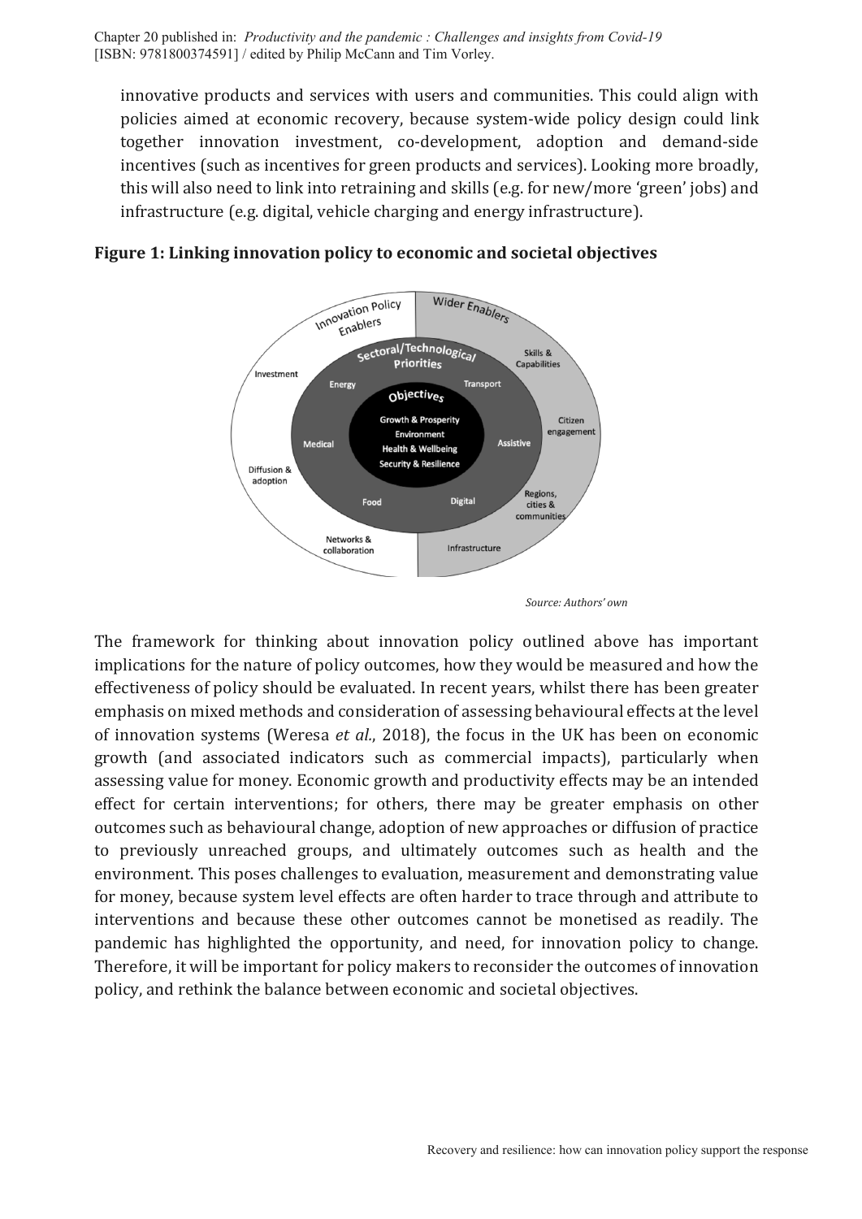innovative products and services with users and communities. This could align with policies aimed at economic recovery, because system-wide policy design could link together innovation investment, co-development, adoption and demand-side incentives (such as incentives for green products and services). Looking more broadly, this will also need to link into retraining and skills (e.g. for new/more 'green' jobs) and infrastructure (e.g. digital, vehicle charging and energy infrastructure).

**Figure 1: Linking innovation policy to economic and societal objectives**

*Source: Authors' own*

The framework for thinking about innovation policy outlined above has important implications for the nature of policy outcomes, how they would be measured and how the effectiveness of policy should be evaluated. In recent years, whilst there has been greater emphasis on mixed methods and consideration of assessing behavioural effects at the level of innovation systems (Weresa *et al.*, 2018), the focus in the UK has been on economic growth (and associated indicators such as commercial impacts), particularly when assessing value for money. Economic growth and productivity effects may be an intended effect for certain interventions; for others, there may be greater emphasis on other outcomes such as behavioural change, adoption of new approaches or diffusion of practice to previously unreached groups, and ultimately outcomes such as health and the environment. This poses challenges to evaluation, measurement and demonstrating value for money, because system level effects are often harder to trace through and attribute to interventions and because these other outcomes cannot be monetised as readily. The pandemic has highlighted the opportunity, and need, for innovation policy to change. Therefore, it will be important for policy makers to reconsider the outcomes of innovation policy, and rethink the balance between economic and societal objectives.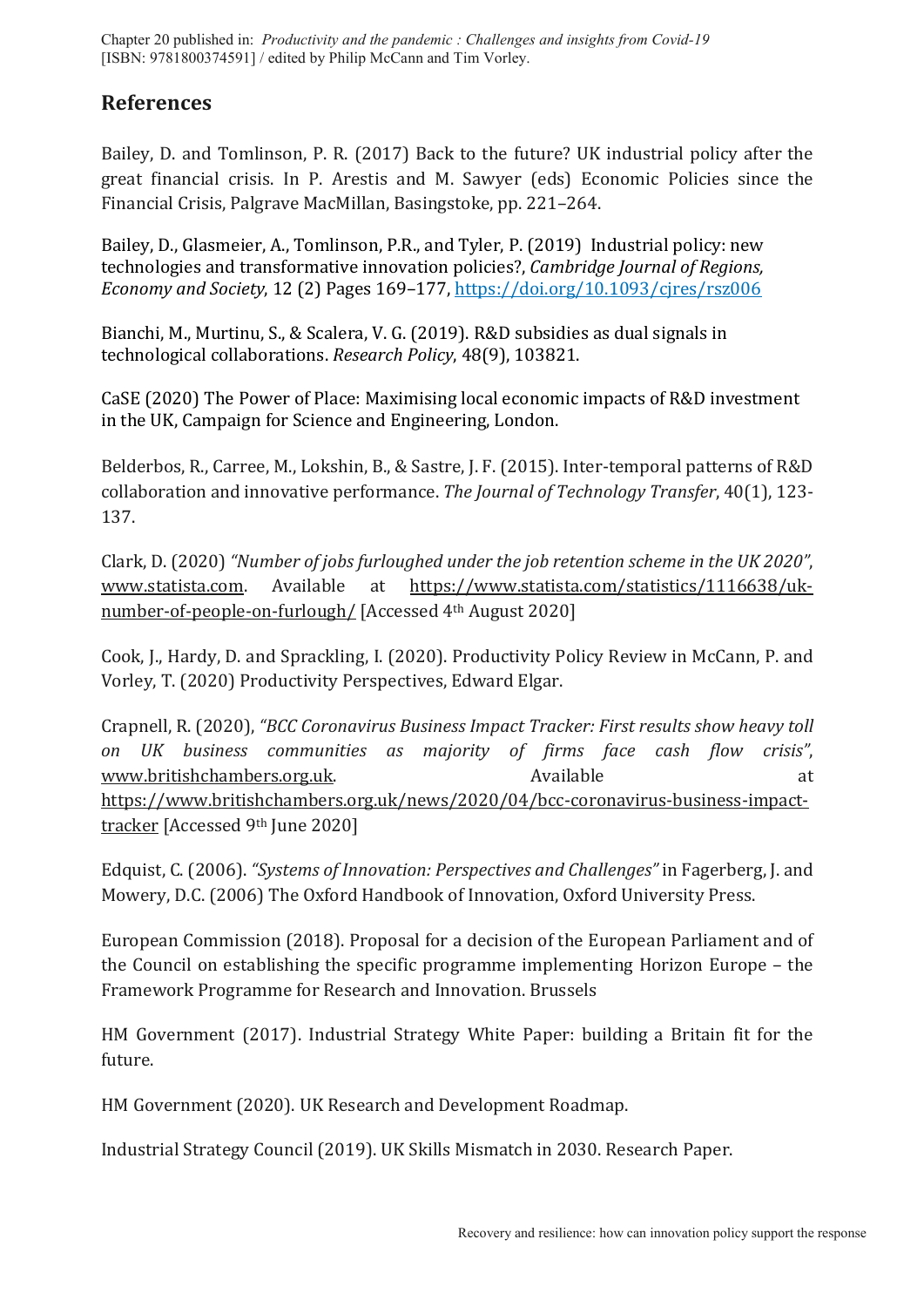## References

Bailey, D. and Tomlinson, P. R. (2017) Back to the future? UK industrial policy after the great financial crisis. In P. Arestis and M. Sawyer (eds) Economic Policies since the Financial Crisis, Palgrave MacMillan, Basingstoke, pp. 221–264.

Bailey, D., Glasmeier, A., Tomlinson, P.R., and Tyler, P. (2019) Industrial policy: new technologies and transformative innovation policies?, *Cambridge Journal of Regions, Economy and Society*, 12 (2) Pages 169–177, https://doi.org/10.1093/cjres/rsz006

Bianchi, M., Murtinu, S., & Scalera, V. G. (2019). R&D subsidies as dual signals in technological collaborations. *Research Policy*, 48(9), 103821.

CaSE (2020) The Power of Place: Maximising local economic impacts of R&D investment in the UK, Campaign for Science and Engineering, London.

Belderbos, R., Carree, M., Lokshin, B., & Sastre, J. F. (2015). Inter-temporal patterns of R&D collaboration and innovative performance. *The Journal of Technology Transfer*, 40(1), 123-137.

Clark, D. (2020) *"Number of jobs furloughed under the job retention scheme in the UK 2020"*, www.statista.com. Available at https://www.statista.com/statistics/1116638/uk-number-of-people-on-furlough/ [Accessed 4th August 2020]

Cook, J., Hardy, D. and Sprackling, I. (2020). Productivity Policy Review in McCann, P. and Vorley, T. (2020) Productivity Perspectives, Edward Elgar.

Crapnell, R. (2020), *"BCC Coronavirus Business Impact Tracker: First results show heavy toll on UK business communities as majority of firms face cash flow crisis"*, www.britishchambers.org.uk. Available at https://www.britishchambers.org.uk/news/2020/04/bcc-coronavirus-business-impact-tracker [Accessed 9th June 2020]

Edquist, C. (2006). *"Systems of Innovation: Perspectives and Challenges"* in Fagerberg, J. and Mowery, D.C. (2006) The Oxford Handbook of Innovation, Oxford University Press.

European Commission (2018). Proposal for a decision of the European Parliament and of the Council on establishing the specific programme implementing Horizon Europe – the Framework Programme for Research and Innovation. Brussels

HM Government (2017). Industrial Strategy White Paper: building a Britain fit for the future.

HM Government (2020). UK Research and Development Roadmap.

Industrial Strategy Council (2019). UK Skills Mismatch in 2030. Research Paper.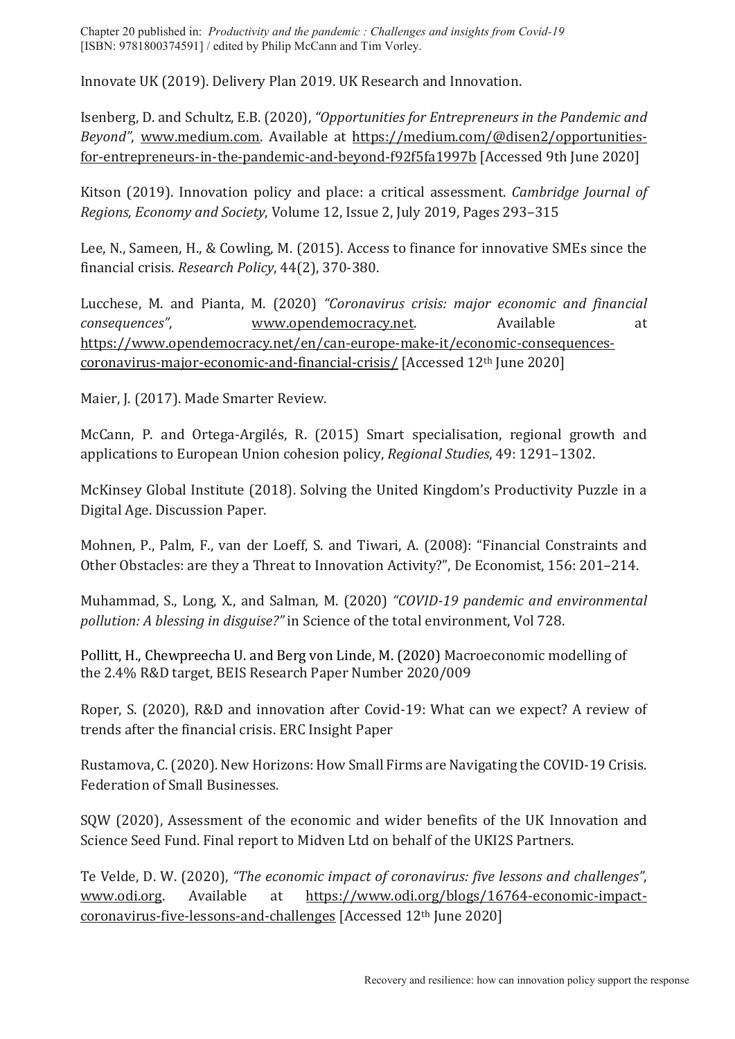Innovate UK (2019). Delivery Plan 2019. UK Research and Innovation.

Isenberg, D. and Schultz, E.B. (2020), *"Opportunities for Entrepreneurs in the Pandemic and Beyond"*, www.medium.com. Available at https://medium.com/@disen2/opportunities-for-entrepreneurs-in-the-pandemic-and-beyond-f92f5fa1997b [Accessed 9th June 2020]

Kitson (2019). Innovation policy and place: a critical assessment. *Cambridge Journal of Regions, Economy and Society*, Volume 12, Issue 2, July 2019, Pages 293–315

Lee, N., Sameen, H., & Cowling, M. (2015). Access to finance for innovative SMEs since the financial crisis. *Research Policy*, 44(2), 370-380.

Lucchese, M. and Pianta, M. (2020) *"Coronavirus crisis: major economic and financial consequences"*, www.opendemocracy.net. Available at https://www.opendemocracy.net/en/can-europe-make-it/economic-consequences-coronavirus-major-economic-and-financial-crisis/ [Accessed 12th June 2020]

Maier, J. (2017). Made Smarter Review.

McCann, P. and Ortega-Argilés, R. (2015) Smart specialisation, regional growth and applications to European Union cohesion policy, *Regional Studies*, 49: 1291–1302.

McKinsey Global Institute (2018). Solving the United Kingdom's Productivity Puzzle in a Digital Age. Discussion Paper.

Mohnen, P., Palm, F., van der Loeff, S. and Tiwari, A. (2008): "Financial Constraints and Other Obstacles: are they a Threat to Innovation Activity?", De Economist, 156: 201–214.

Muhammad, S., Long, X., and Salman, M. (2020) *"COVID-19 pandemic and environmental pollution: A blessing in disguise?"* in Science of the total environment, Vol 728.

Pollitt, H., Chewpreecha U. and Berg von Linde, M. (2020) Macroeconomic modelling of the 2.4% R&D target, BEIS Research Paper Number 2020/009

Roper, S. (2020), R&D and innovation after Covid-19: What can we expect? A review of trends after the financial crisis. ERC Insight Paper

Rustamova, C. (2020). New Horizons: How Small Firms are Navigating the COVID-19 Crisis. Federation of Small Businesses.

SQW (2020), Assessment of the economic and wider benefits of the UK Innovation and Science Seed Fund. Final report to Midven Ltd on behalf of the UKI2S Partners.

Te Velde, D. W. (2020), *"The economic impact of coronavirus: five lessons and challenges"*, www.odi.org. Available at https://www.odi.org/blogs/16764-economic-impact-coronavirus-five-lessons-and-challenges [Accessed 12th June 2020]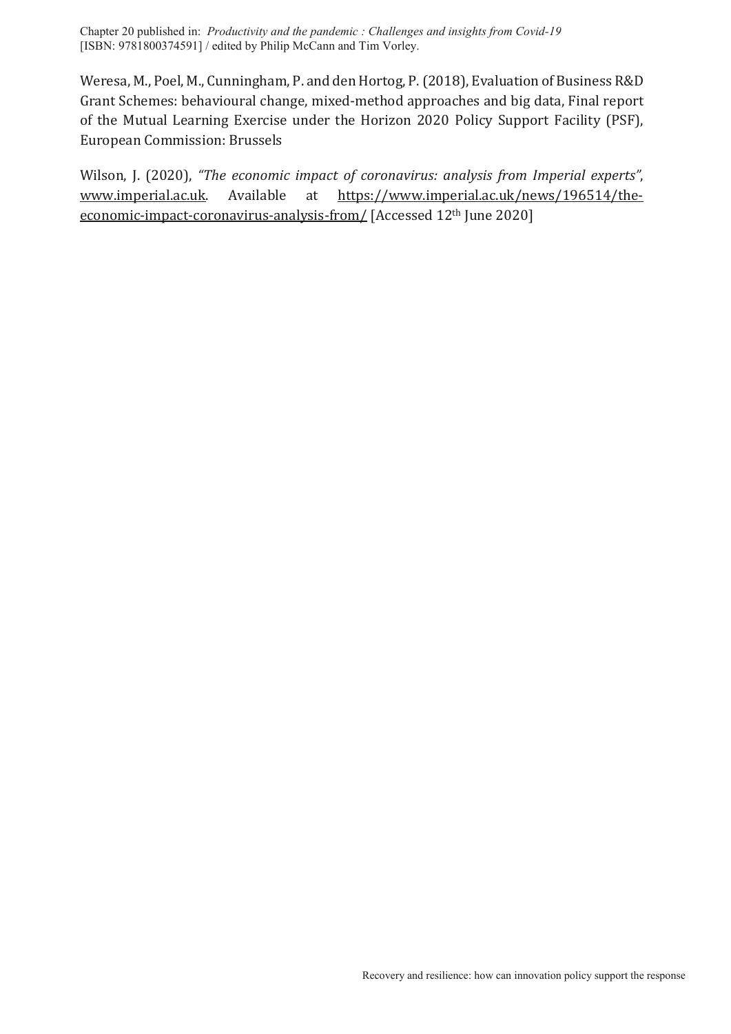Weresa, M., Poel, M., Cunningham, P. and den Hortog, P. (2018), Evaluation of Business R&D Grant Schemes: behavioural change, mixed-method approaches and big data, Final report of the Mutual Learning Exercise under the Horizon 2020 Policy Support Facility (PSF), European Commission: Brussels

Wilson, J. (2020), *"The economic impact of coronavirus: analysis from Imperial experts"*, www.imperial.ac.uk. Available at https://www.imperial.ac.uk/news/196514/the-economic-impact-coronavirus-analysis-from/ [Accessed 12th June 2020]